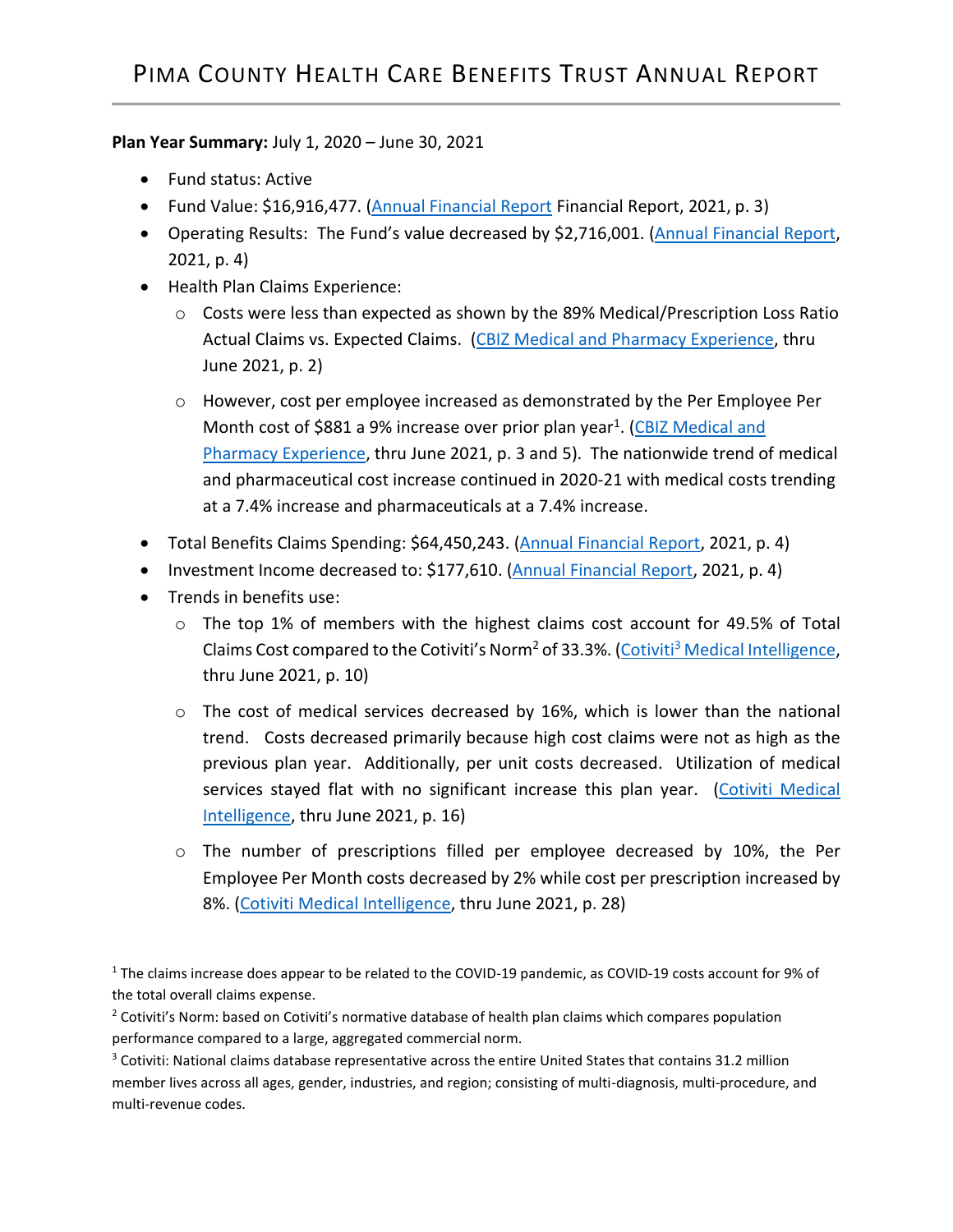# Pima County Health Care Benefits Trust Annual Report

**Plan Year Summary:** July 1, 2020 – June 30, 2021

- Fund status: Active
- Fund Value: $16,916,477. (Annual Financial Report Financial Report, 2021, p. 3)
- Operating Results: The Fund's value decreased by $2,716,001. (Annual Financial Report, 2021, p. 4)
- Health Plan Claims Experience:
    - Costs were less than expected as shown by the 89% Medical/Prescription Loss Ratio Actual Claims vs. Expected Claims. (CBIZ Medical and Pharmacy Experience, thru June 2021, p. 2)
    - However, cost per employee increased as demonstrated by the Per Employee Per Month cost of $881 a 9% increase over prior plan year[1]. (CBIZ Medical and Pharmacy Experience, thru June 2021, p. 3 and 5). The nationwide trend of medical and pharmaceutical cost increase continued in 2020-21 with medical costs trending at a 7.4% increase and pharmaceuticals at a 7.4% increase.
- Total Benefits Claims Spending: $64,450,243. (Annual Financial Report, 2021, p. 4)
- Investment Income decreased to: $177,610. (Annual Financial Report, 2021, p. 4)
- Trends in benefits use:
    - The top 1% of members with the highest claims cost account for 49.5% of Total Claims Cost compared to the Cotiviti's Norm[2] of 33.3%. (Cotiviti[3] Medical Intelligence, thru June 2021, p. 10)
    - The cost of medical services decreased by 16%, which is lower than the national trend. Costs decreased primarily because high cost claims were not as high as the previous plan year. Additionally, per unit costs decreased. Utilization of medical services stayed flat with no significant increase this plan year. (Cotiviti Medical Intelligence, thru June 2021, p. 16)
    - The number of prescriptions filled per employee decreased by 10%, the Per Employee Per Month costs decreased by 2% while cost per prescription increased by 8%. (Cotiviti Medical Intelligence, thru June 2021, p. 28)

---

[1] The claims increase does appear to be related to the COVID-19 pandemic, as COVID-19 costs account for 9% of the total overall claims expense.

[2] Cotiviti's Norm: based on Cotiviti's normative database of health plan claims which compares population performance compared to a large, aggregated commercial norm.

[3] Cotiviti: National claims database representative across the entire United States that contains 31.2 million member lives across all ages, gender, industries, and region; consisting of multi-diagnosis, multi-procedure, and multi-revenue codes.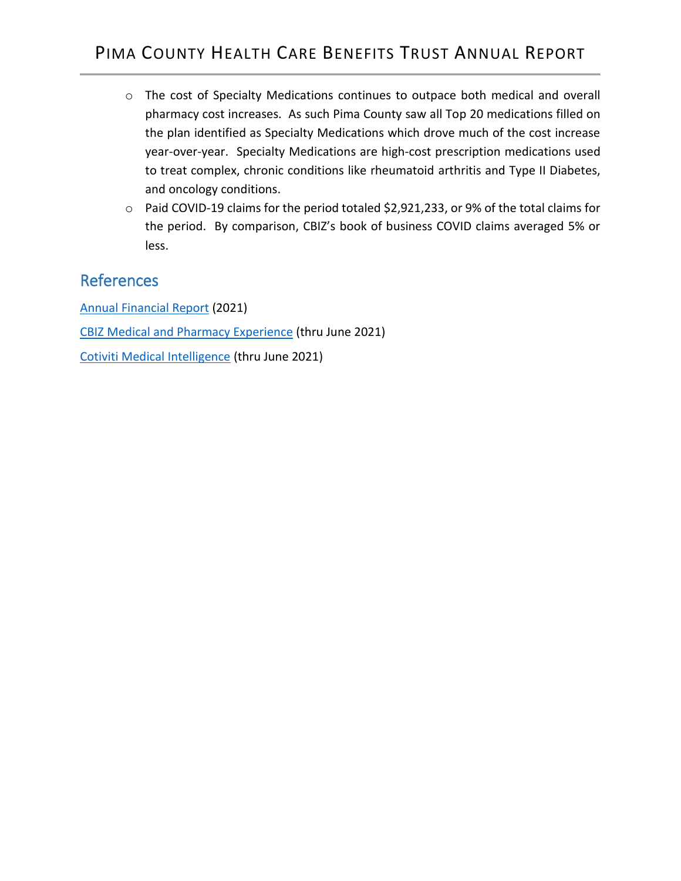- The cost of Specialty Medications continues to outpace both medical and overall pharmacy cost increases. As such Pima County saw all Top 20 medications filled on the plan identified as Specialty Medications which drove much of the cost increase year-over-year. Specialty Medications are high-cost prescription medications used to treat complex, chronic conditions like rheumatoid arthritis and Type II Diabetes, and oncology conditions.
- Paid COVID-19 claims for the period totaled $2,921,233, or 9% of the total claims for the period. By comparison, CBIZ's book of business COVID claims averaged 5% or less.

## References

Annual Financial Report (2021)

CBIZ Medical and Pharmacy Experience (thru June 2021)

Cotiviti Medical Intelligence (thru June 2021)